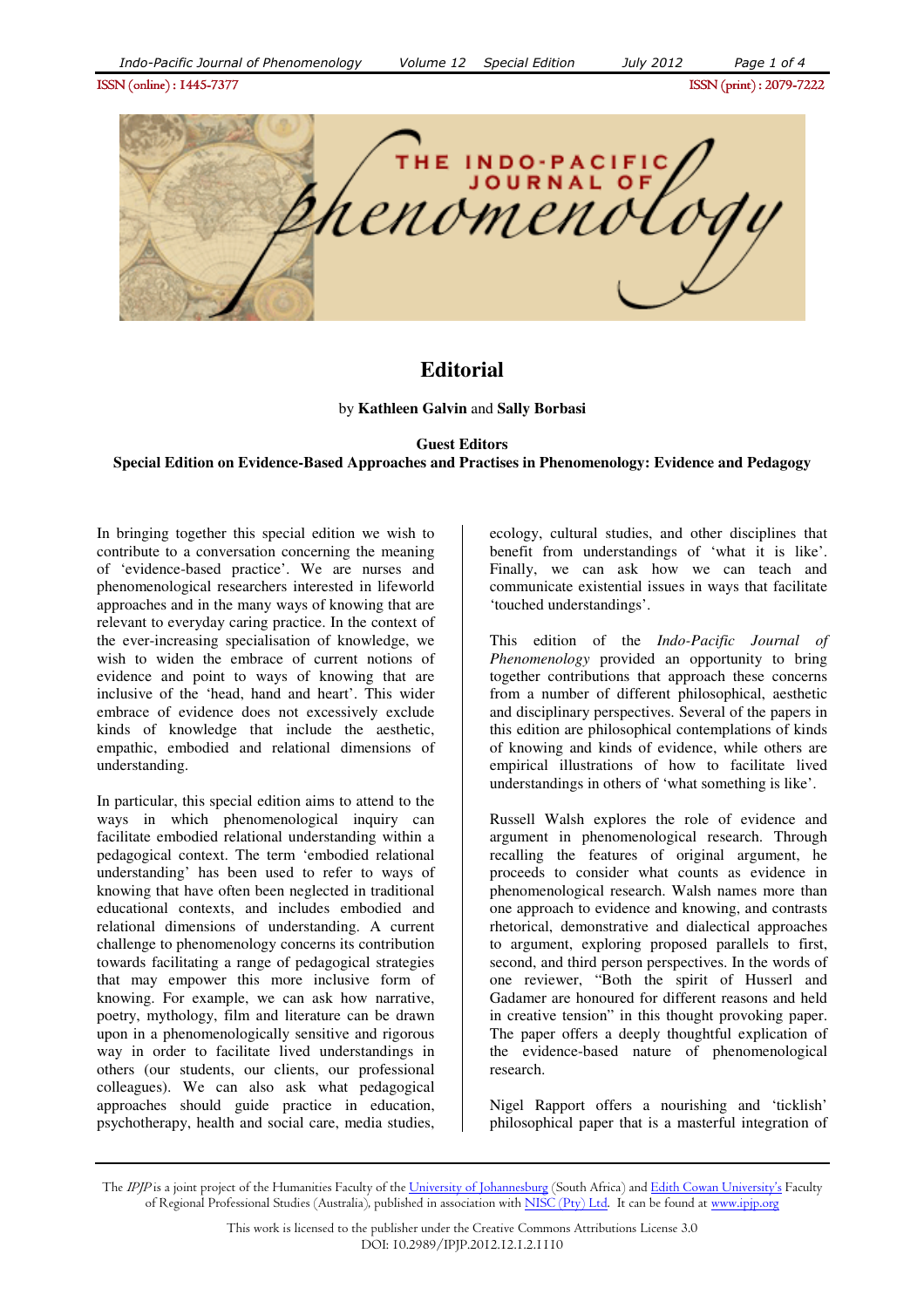ISSN (online) : 1445-7377 ISSN (print) : 2079-7222

# Editorial

by **Kathleen Galvin** and **Sally Borbasi**

**Guest Editors**
**Special Edition on Evidence-Based Approaches and Practises in Phenomenology: Evidence and Pedagogy**

In bringing together this special edition we wish to contribute to a conversation concerning the meaning of 'evidence-based practice'. We are nurses and phenomenological researchers interested in lifeworld approaches and in the many ways of knowing that are relevant to everyday caring practice. In the context of the ever-increasing specialisation of knowledge, we wish to widen the embrace of current notions of evidence and point to ways of knowing that are inclusive of the 'head, hand and heart'. This wider embrace of evidence does not excessively exclude kinds of knowledge that include the aesthetic, empathic, embodied and relational dimensions of understanding.

In particular, this special edition aims to attend to the ways in which phenomenological inquiry can facilitate embodied relational understanding within a pedagogical context. The term 'embodied relational understanding' has been used to refer to ways of knowing that have often been neglected in traditional educational contexts, and includes embodied and relational dimensions of understanding. A current challenge to phenomenology concerns its contribution towards facilitating a range of pedagogical strategies that may empower this more inclusive form of knowing. For example, we can ask how narrative, poetry, mythology, film and literature can be drawn upon in a phenomenologically sensitive and rigorous way in order to facilitate lived understandings in others (our students, our clients, our professional colleagues). We can also ask what pedagogical approaches should guide practice in education, psychotherapy, health and social care, media studies, ecology, cultural studies, and other disciplines that benefit from understandings of 'what it is like'. Finally, we can ask how we can teach and communicate existential issues in ways that facilitate 'touched understandings'.

This edition of the *Indo-Pacific Journal of Phenomenology* provided an opportunity to bring together contributions that approach these concerns from a number of different philosophical, aesthetic and disciplinary perspectives. Several of the papers in this edition are philosophical contemplations of kinds of knowing and kinds of evidence, while others are empirical illustrations of how to facilitate lived understandings in others of 'what something is like'.

Russell Walsh explores the role of evidence and argument in phenomenological research. Through recalling the features of original argument, he proceeds to consider what counts as evidence in phenomenological research. Walsh names more than one approach to evidence and knowing, and contrasts rhetorical, demonstrative and dialectical approaches to argument, exploring proposed parallels to first, second, and third person perspectives. In the words of one reviewer, "Both the spirit of Husserl and Gadamer are honoured for different reasons and held in creative tension" in this thought provoking paper. The paper offers a deeply thoughtful explication of the evidence-based nature of phenomenological research.

Nigel Rapport offers a nourishing and 'ticklish' philosophical paper that is a masterful integration of

The *IPJP* is a joint project of the Humanities Faculty of the University of Johannesburg (South Africa) and Edith Cowan University's Faculty of Regional Professional Studies (Australia), published in association with NISC (Pty) Ltd. It can be found at www.ipjp.org

This work is licensed to the publisher under the Creative Commons Attributions License 3.0
DOI: 10.2989/IPJP.2012.12.1.2.1110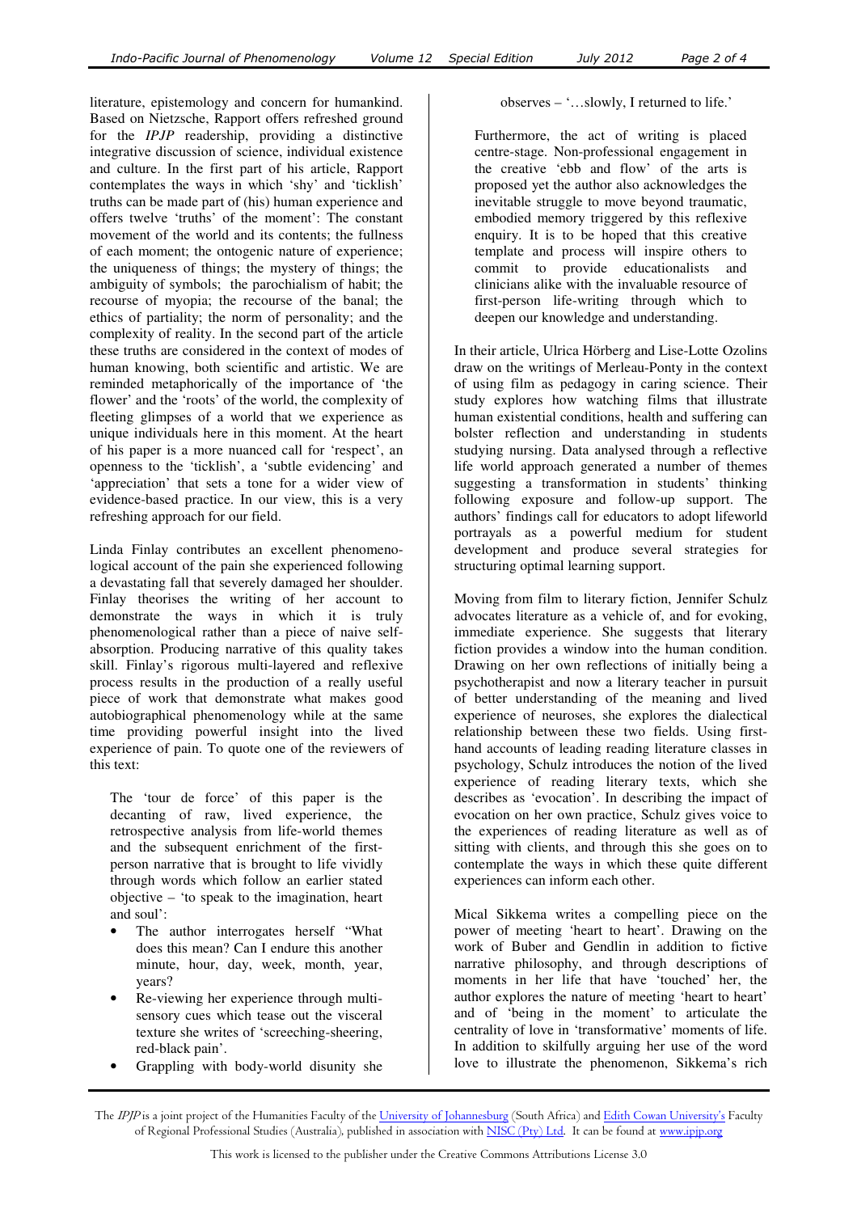literature, epistemology and concern for humankind. Based on Nietzsche, Rapport offers refreshed ground for the *IPJP* readership, providing a distinctive integrative discussion of science, individual existence and culture. In the first part of his article, Rapport contemplates the ways in which 'shy' and 'ticklish' truths can be made part of (his) human experience and offers twelve 'truths' of the moment': The constant movement of the world and its contents; the fullness of each moment; the ontogenic nature of experience; the uniqueness of things; the mystery of things; the ambiguity of symbols; the parochialism of habit; the recourse of myopia; the recourse of the banal; the ethics of partiality; the norm of personality; and the complexity of reality. In the second part of the article these truths are considered in the context of modes of human knowing, both scientific and artistic. We are reminded metaphorically of the importance of 'the flower' and the 'roots' of the world, the complexity of fleeting glimpses of a world that we experience as unique individuals here in this moment. At the heart of his paper is a more nuanced call for 'respect', an openness to the 'ticklish', a 'subtle evidencing' and 'appreciation' that sets a tone for a wider view of evidence-based practice. In our view, this is a very refreshing approach for our field.

Linda Finlay contributes an excellent phenomenological account of the pain she experienced following a devastating fall that severely damaged her shoulder. Finlay theorises the writing of her account to demonstrate the ways in which it is truly phenomenological rather than a piece of naive self-absorption. Producing narrative of this quality takes skill. Finlay's rigorous multi-layered and reflexive process results in the production of a really useful piece of work that demonstrate what makes good autobiographical phenomenology while at the same time providing powerful insight into the lived experience of pain. To quote one of the reviewers of this text:

> The 'tour de force' of this paper is the decanting of raw, lived experience, the retrospective analysis from life-world themes and the subsequent enrichment of the first-person narrative that is brought to life vividly through words which follow an earlier stated objective – 'to speak to the imagination, heart and soul':
>
> - The author interrogates herself "What does this mean? Can I endure this another minute, hour, day, week, month, year, years?
> - Re-viewing her experience through multi-sensory cues which tease out the visceral texture she writes of 'screeching-sheering, red-black pain'.
> - Grappling with body-world disunity she observes – '…slowly, I returned to life.'
>
> Furthermore, the act of writing is placed centre-stage. Non-professional engagement in the creative 'ebb and flow' of the arts is proposed yet the author also acknowledges the inevitable struggle to move beyond traumatic, embodied memory triggered by this reflexive enquiry. It is to be hoped that this creative template and process will inspire others to commit to provide educationalists and clinicians alike with the invaluable resource of first-person life-writing through which to deepen our knowledge and understanding.

In their article, Ulrica Hörberg and Lise-Lotte Ozolins draw on the writings of Merleau-Ponty in the context of using film as pedagogy in caring science. Their study explores how watching films that illustrate human existential conditions, health and suffering can bolster reflection and understanding in students studying nursing. Data analysed through a reflective life world approach generated a number of themes suggesting a transformation in students' thinking following exposure and follow-up support. The authors' findings call for educators to adopt lifeworld portrayals as a powerful medium for student development and produce several strategies for structuring optimal learning support.

Moving from film to literary fiction, Jennifer Schulz advocates literature as a vehicle of, and for evoking, immediate experience. She suggests that literary fiction provides a window into the human condition. Drawing on her own reflections of initially being a psychotherapist and now a literary teacher in pursuit of better understanding of the meaning and lived experience of neuroses, she explores the dialectical relationship between these two fields. Using first-hand accounts of leading reading literature classes in psychology, Schulz introduces the notion of the lived experience of reading literary texts, which she describes as 'evocation'. In describing the impact of evocation on her own practice, Schulz gives voice to the experiences of reading literature as well as of sitting with clients, and through this she goes on to contemplate the ways in which these quite different experiences can inform each other.

Mical Sikkema writes a compelling piece on the power of meeting 'heart to heart'. Drawing on the work of Buber and Gendlin in addition to fictive narrative philosophy, and through descriptions of moments in her life that have 'touched' her, the author explores the nature of meeting 'heart to heart' and of 'being in the moment' to articulate the centrality of love in 'transformative' moments of life. In addition to skilfully arguing her use of the word love to illustrate the phenomenon, Sikkema's rich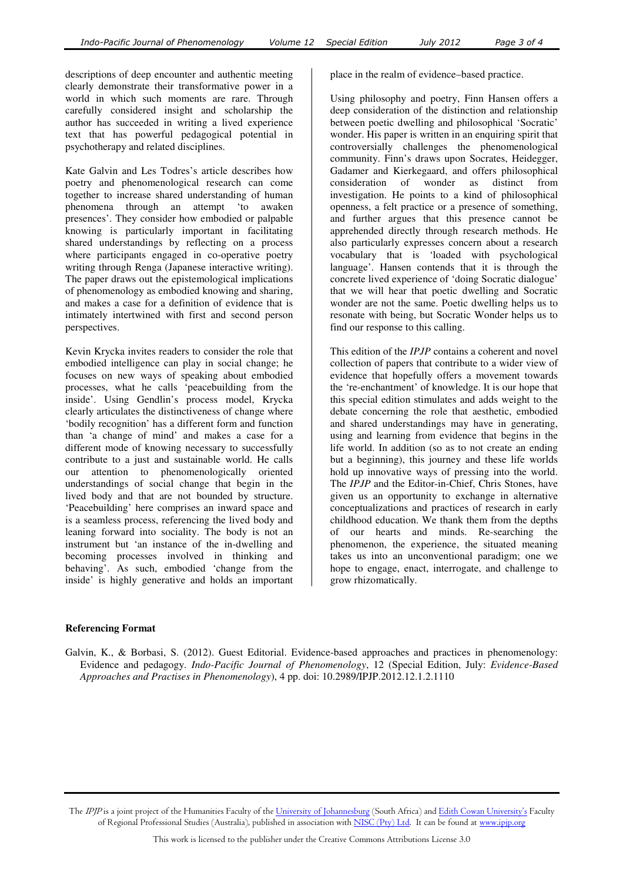descriptions of deep encounter and authentic meeting clearly demonstrate their transformative power in a world in which such moments are rare. Through carefully considered insight and scholarship the author has succeeded in writing a lived experience text that has powerful pedagogical potential in psychotherapy and related disciplines.

Kate Galvin and Les Todres's article describes how poetry and phenomenological research can come together to increase shared understanding of human phenomena through an attempt 'to awaken presences'. They consider how embodied or palpable knowing is particularly important in facilitating shared understandings by reflecting on a process where participants engaged in co-operative poetry writing through Renga (Japanese interactive writing). The paper draws out the epistemological implications of phenomenology as embodied knowing and sharing, and makes a case for a definition of evidence that is intimately intertwined with first and second person perspectives.

Kevin Krycka invites readers to consider the role that embodied intelligence can play in social change; he focuses on new ways of speaking about embodied processes, what he calls 'peacebuilding from the inside'. Using Gendlin's process model, Krycka clearly articulates the distinctiveness of change where 'bodily recognition' has a different form and function than 'a change of mind' and makes a case for a different mode of knowing necessary to successfully contribute to a just and sustainable world. He calls our attention to phenomenologically oriented understandings of social change that begin in the lived body and that are not bounded by structure. 'Peacebuilding' here comprises an inward space and is a seamless process, referencing the lived body and leaning forward into sociality. The body is not an instrument but 'an instance of the in-dwelling and becoming processes involved in thinking and behaving'. As such, embodied 'change from the inside' is highly generative and holds an important place in the realm of evidence–based practice.

Using philosophy and poetry, Finn Hansen offers a deep consideration of the distinction and relationship between poetic dwelling and philosophical 'Socratic' wonder. His paper is written in an enquiring spirit that controversially challenges the phenomenological community. Finn's draws upon Socrates, Heidegger, Gadamer and Kierkegaard, and offers philosophical consideration of wonder as distinct from investigation. He points to a kind of philosophical openness, a felt practice or a presence of something, and further argues that this presence cannot be apprehended directly through research methods. He also particularly expresses concern about a research vocabulary that is 'loaded with psychological language'. Hansen contends that it is through the concrete lived experience of 'doing Socratic dialogue' that we will hear that poetic dwelling and Socratic wonder are not the same. Poetic dwelling helps us to resonate with being, but Socratic Wonder helps us to find our response to this calling.

This edition of the *IPJP* contains a coherent and novel collection of papers that contribute to a wider view of evidence that hopefully offers a movement towards the 're-enchantment' of knowledge. It is our hope that this special edition stimulates and adds weight to the debate concerning the role that aesthetic, embodied and shared understandings may have in generating, using and learning from evidence that begins in the life world. In addition (so as to not create an ending but a beginning), this journey and these life worlds hold up innovative ways of pressing into the world. The *IPJP* and the Editor-in-Chief, Chris Stones, have given us an opportunity to exchange in alternative conceptualizations and practices of research in early childhood education. We thank them from the depths of our hearts and minds. Re-searching the phenomenon, the experience, the situated meaning takes us into an unconventional paradigm; one we hope to engage, enact, interrogate, and challenge to grow rhizomatically.

**Referencing Format**

Galvin, K., & Borbasi, S. (2012). Guest Editorial. Evidence-based approaches and practices in phenomenology: Evidence and pedagogy. *Indo-Pacific Journal of Phenomenology*, 12 (Special Edition, July: *Evidence-Based Approaches and Practises in Phenomenology*), 4 pp. doi: 10.2989/IPJP.2012.12.1.2.1110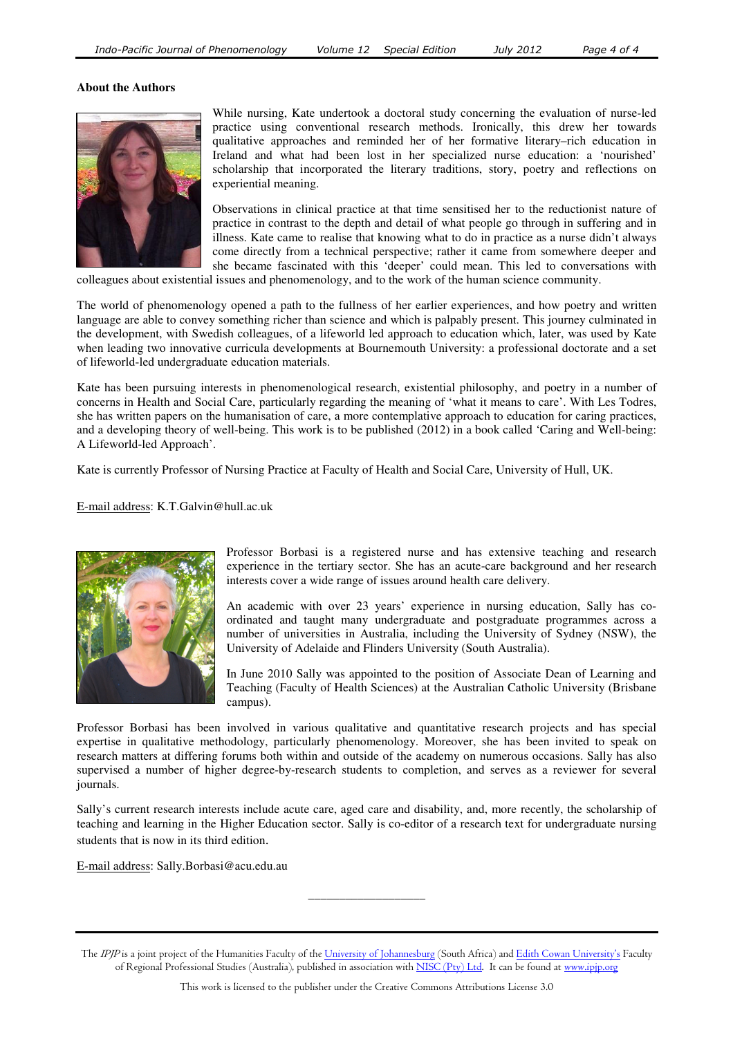## About the Authors

While nursing, Kate undertook a doctoral study concerning the evaluation of nurse-led practice using conventional research methods. Ironically, this drew her towards qualitative approaches and reminded her of her formative literary–rich education in Ireland and what had been lost in her specialized nurse education: a 'nourished' scholarship that incorporated the literary traditions, story, poetry and reflections on experiential meaning.

Observations in clinical practice at that time sensitised her to the reductionist nature of practice in contrast to the depth and detail of what people go through in suffering and in illness. Kate came to realise that knowing what to do in practice as a nurse didn't always come directly from a technical perspective; rather it came from somewhere deeper and she became fascinated with this 'deeper' could mean. This led to conversations with colleagues about existential issues and phenomenology, and to the work of the human science community.

The world of phenomenology opened a path to the fullness of her earlier experiences, and how poetry and written language are able to convey something richer than science and which is palpably present. This journey culminated in the development, with Swedish colleagues, of a lifeworld led approach to education which, later, was used by Kate when leading two innovative curricula developments at Bournemouth University: a professional doctorate and a set of lifeworld-led undergraduate education materials.

Kate has been pursuing interests in phenomenological research, existential philosophy, and poetry in a number of concerns in Health and Social Care, particularly regarding the meaning of 'what it means to care'. With Les Todres, she has written papers on the humanisation of care, a more contemplative approach to education for caring practices, and a developing theory of well-being. This work is to be published (2012) in a book called 'Caring and Well-being: A Lifeworld-led Approach'.

Kate is currently Professor of Nursing Practice at Faculty of Health and Social Care, University of Hull, UK.

E-mail address: K.T.Galvin@hull.ac.uk

Professor Borbasi is a registered nurse and has extensive teaching and research experience in the tertiary sector. She has an acute-care background and her research interests cover a wide range of issues around health care delivery.

An academic with over 23 years' experience in nursing education, Sally has co-ordinated and taught many undergraduate and postgraduate programmes across a number of universities in Australia, including the University of Sydney (NSW), the University of Adelaide and Flinders University (South Australia).

In June 2010 Sally was appointed to the position of Associate Dean of Learning and Teaching (Faculty of Health Sciences) at the Australian Catholic University (Brisbane campus).

Professor Borbasi has been involved in various qualitative and quantitative research projects and has special expertise in qualitative methodology, particularly phenomenology. Moreover, she has been invited to speak on research matters at differing forums both within and outside of the academy on numerous occasions. Sally has also supervised a number of higher degree-by-research students to completion, and serves as a reviewer for several journals.

Sally's current research interests include acute care, aged care and disability, and, more recently, the scholarship of teaching and learning in the Higher Education sector. Sally is co-editor of a research text for undergraduate nursing students that is now in its third edition.

E-mail address: Sally.Borbasi@acu.edu.au

---

The *IPJP* is a joint project of the Humanities Faculty of the University of Johannesburg (South Africa) and Edith Cowan University's Faculty of Regional Professional Studies (Australia), published in association with NISC (Pty) Ltd. It can be found at www.ipjp.org

This work is licensed to the publisher under the Creative Commons Attributions License 3.0